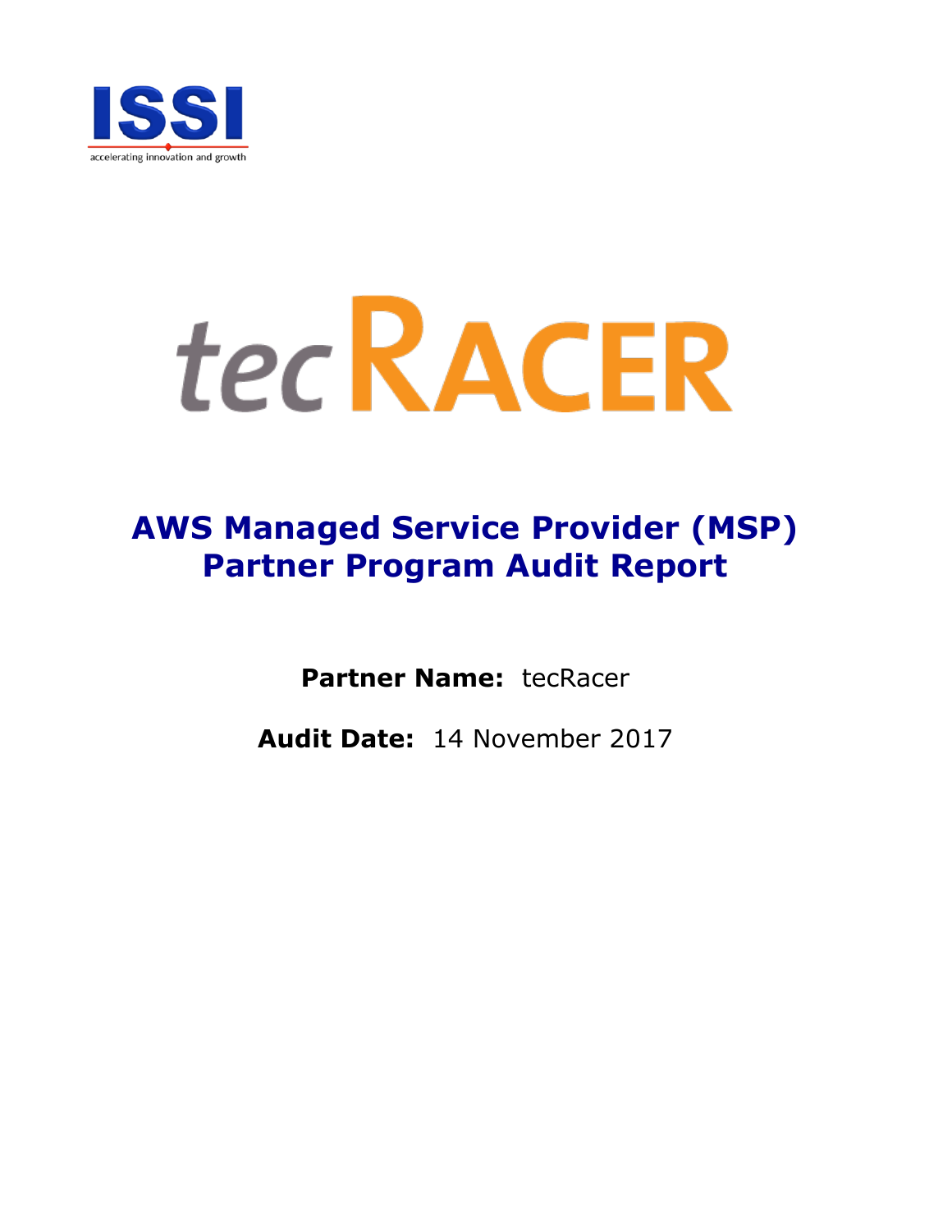ISSI

accelerating innovation and growth

tecRACER

# AWS Managed Service Provider (MSP) Partner Program Audit Report

**Partner Name:** tecRacer

**Audit Date:** 14 November 2017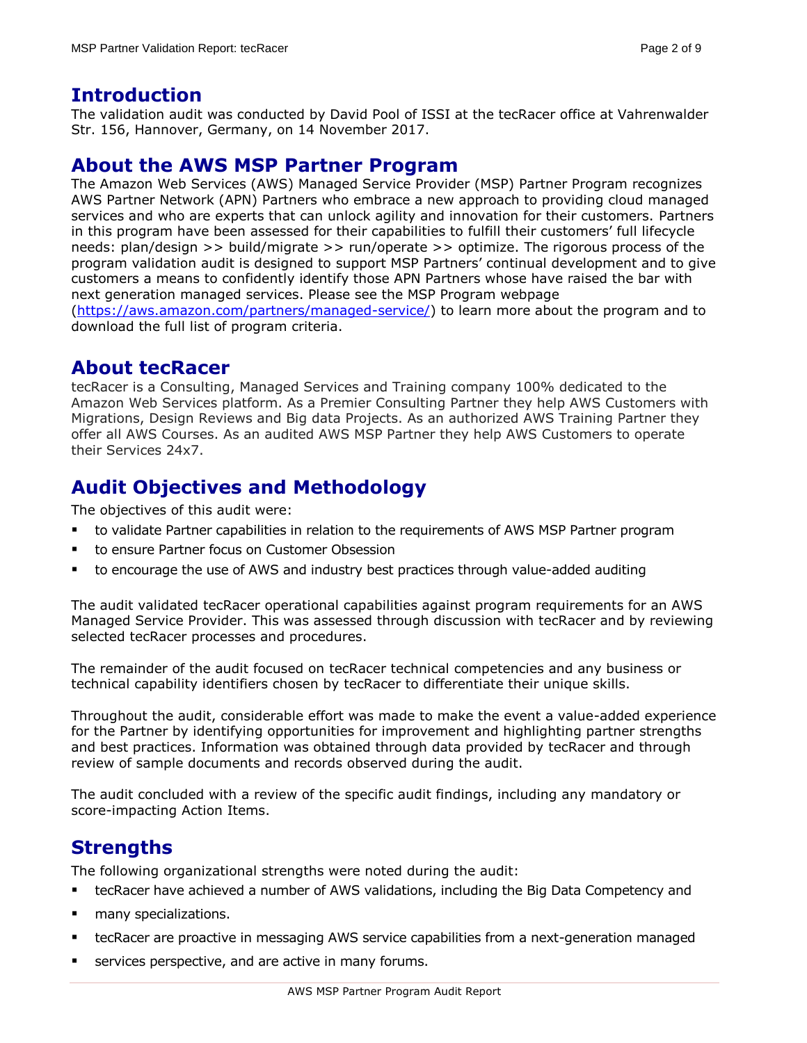## Introduction

The validation audit was conducted by David Pool of ISSI at the tecRacer office at Vahrenwalder Str. 156, Hannover, Germany, on 14 November 2017.

## About the AWS MSP Partner Program

The Amazon Web Services (AWS) Managed Service Provider (MSP) Partner Program recognizes AWS Partner Network (APN) Partners who embrace a new approach to providing cloud managed services and who are experts that can unlock agility and innovation for their customers. Partners in this program have been assessed for their capabilities to fulfill their customers' full lifecycle needs: plan/design >> build/migrate >> run/operate >> optimize. The rigorous process of the program validation audit is designed to support MSP Partners' continual development and to give customers a means to confidently identify those APN Partners whose have raised the bar with next generation managed services. Please see the MSP Program webpage (https://aws.amazon.com/partners/managed-service/) to learn more about the program and to download the full list of program criteria.

## About tecRacer

tecRacer is a Consulting, Managed Services and Training company 100% dedicated to the Amazon Web Services platform. As a Premier Consulting Partner they help AWS Customers with Migrations, Design Reviews and Big data Projects. As an authorized AWS Training Partner they offer all AWS Courses. As an audited AWS MSP Partner they help AWS Customers to operate their Services 24x7.

## Audit Objectives and Methodology

The objectives of this audit were:

- to validate Partner capabilities in relation to the requirements of AWS MSP Partner program
- to ensure Partner focus on Customer Obsession
- to encourage the use of AWS and industry best practices through value-added auditing

The audit validated tecRacer operational capabilities against program requirements for an AWS Managed Service Provider. This was assessed through discussion with tecRacer and by reviewing selected tecRacer processes and procedures.

The remainder of the audit focused on tecRacer technical competencies and any business or technical capability identifiers chosen by tecRacer to differentiate their unique skills.

Throughout the audit, considerable effort was made to make the event a value-added experience for the Partner by identifying opportunities for improvement and highlighting partner strengths and best practices. Information was obtained through data provided by tecRacer and through review of sample documents and records observed during the audit.

The audit concluded with a review of the specific audit findings, including any mandatory or score-impacting Action Items.

## Strengths

The following organizational strengths were noted during the audit:

- tecRacer have achieved a number of AWS validations, including the Big Data Competency and
- many specializations.
- tecRacer are proactive in messaging AWS service capabilities from a next-generation managed
- services perspective, and are active in many forums.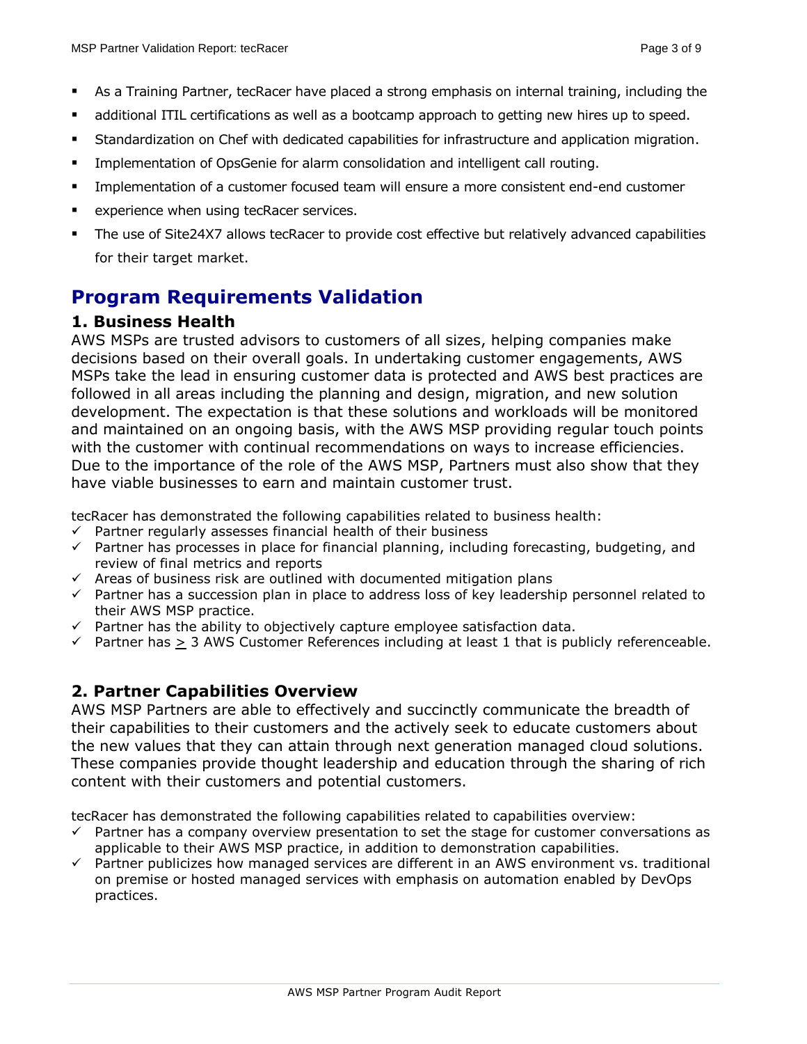- As a Training Partner, tecRacer have placed a strong emphasis on internal training, including the
- additional ITIL certifications as well as a bootcamp approach to getting new hires up to speed.
- Standardization on Chef with dedicated capabilities for infrastructure and application migration.
- Implementation of OpsGenie for alarm consolidation and intelligent call routing.
- Implementation of a customer focused team will ensure a more consistent end-end customer
- experience when using tecRacer services.
- The use of Site24X7 allows tecRacer to provide cost effective but relatively advanced capabilities for their target market.

# Program Requirements Validation

## 1. Business Health

AWS MSPs are trusted advisors to customers of all sizes, helping companies make decisions based on their overall goals. In undertaking customer engagements, AWS MSPs take the lead in ensuring customer data is protected and AWS best practices are followed in all areas including the planning and design, migration, and new solution development. The expectation is that these solutions and workloads will be monitored and maintained on an ongoing basis, with the AWS MSP providing regular touch points with the customer with continual recommendations on ways to increase efficiencies. Due to the importance of the role of the AWS MSP, Partners must also show that they have viable businesses to earn and maintain customer trust.

tecRacer has demonstrated the following capabilities related to business health:

- ✓ Partner regularly assesses financial health of their business
- ✓ Partner has processes in place for financial planning, including forecasting, budgeting, and review of final metrics and reports
- ✓ Areas of business risk are outlined with documented mitigation plans
- ✓ Partner has a succession plan in place to address loss of key leadership personnel related to their AWS MSP practice.
- ✓ Partner has the ability to objectively capture employee satisfaction data.
- ✓ Partner has ≥ 3 AWS Customer References including at least 1 that is publicly referenceable.

## 2. Partner Capabilities Overview

AWS MSP Partners are able to effectively and succinctly communicate the breadth of their capabilities to their customers and the actively seek to educate customers about the new values that they can attain through next generation managed cloud solutions. These companies provide thought leadership and education through the sharing of rich content with their customers and potential customers.

tecRacer has demonstrated the following capabilities related to capabilities overview:

- ✓ Partner has a company overview presentation to set the stage for customer conversations as applicable to their AWS MSP practice, in addition to demonstration capabilities.
- ✓ Partner publicizes how managed services are different in an AWS environment vs. traditional on premise or hosted managed services with emphasis on automation enabled by DevOps practices.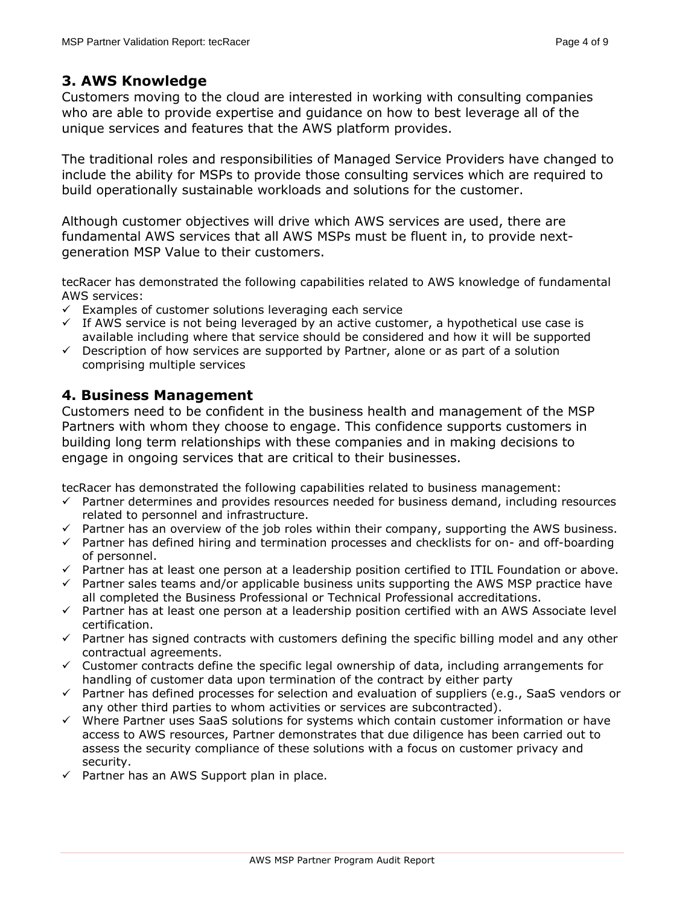## 3. AWS Knowledge

Customers moving to the cloud are interested in working with consulting companies who are able to provide expertise and guidance on how to best leverage all of the unique services and features that the AWS platform provides.

The traditional roles and responsibilities of Managed Service Providers have changed to include the ability for MSPs to provide those consulting services which are required to build operationally sustainable workloads and solutions for the customer.

Although customer objectives will drive which AWS services are used, there are fundamental AWS services that all AWS MSPs must be fluent in, to provide next-generation MSP Value to their customers.

tecRacer has demonstrated the following capabilities related to AWS knowledge of fundamental AWS services:

- ✓ Examples of customer solutions leveraging each service
- ✓ If AWS service is not being leveraged by an active customer, a hypothetical use case is available including where that service should be considered and how it will be supported
- ✓ Description of how services are supported by Partner, alone or as part of a solution comprising multiple services

## 4. Business Management

Customers need to be confident in the business health and management of the MSP Partners with whom they choose to engage. This confidence supports customers in building long term relationships with these companies and in making decisions to engage in ongoing services that are critical to their businesses.

tecRacer has demonstrated the following capabilities related to business management:

- ✓ Partner determines and provides resources needed for business demand, including resources related to personnel and infrastructure.
- ✓ Partner has an overview of the job roles within their company, supporting the AWS business.
- ✓ Partner has defined hiring and termination processes and checklists for on- and off-boarding of personnel.
- ✓ Partner has at least one person at a leadership position certified to ITIL Foundation or above.
- ✓ Partner sales teams and/or applicable business units supporting the AWS MSP practice have all completed the Business Professional or Technical Professional accreditations.
- ✓ Partner has at least one person at a leadership position certified with an AWS Associate level certification.
- ✓ Partner has signed contracts with customers defining the specific billing model and any other contractual agreements.
- ✓ Customer contracts define the specific legal ownership of data, including arrangements for handling of customer data upon termination of the contract by either party
- ✓ Partner has defined processes for selection and evaluation of suppliers (e.g., SaaS vendors or any other third parties to whom activities or services are subcontracted).
- ✓ Where Partner uses SaaS solutions for systems which contain customer information or have access to AWS resources, Partner demonstrates that due diligence has been carried out to assess the security compliance of these solutions with a focus on customer privacy and security.
- ✓ Partner has an AWS Support plan in place.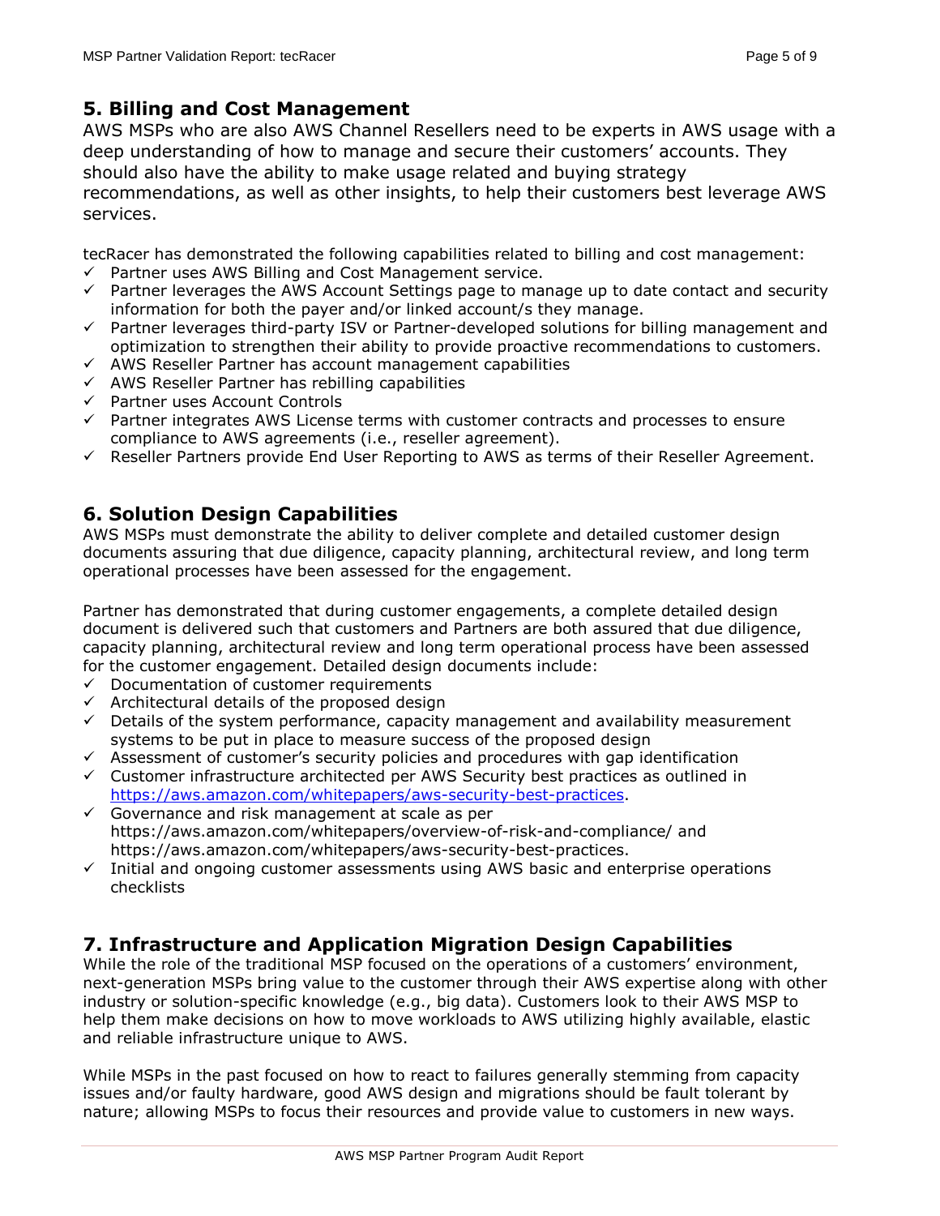## 5. Billing and Cost Management

AWS MSPs who are also AWS Channel Resellers need to be experts in AWS usage with a deep understanding of how to manage and secure their customers' accounts. They should also have the ability to make usage related and buying strategy recommendations, as well as other insights, to help their customers best leverage AWS services.

tecRacer has demonstrated the following capabilities related to billing and cost management:

- ✓ Partner uses AWS Billing and Cost Management service.
- ✓ Partner leverages the AWS Account Settings page to manage up to date contact and security information for both the payer and/or linked account/s they manage.
- ✓ Partner leverages third-party ISV or Partner-developed solutions for billing management and optimization to strengthen their ability to provide proactive recommendations to customers.
- ✓ AWS Reseller Partner has account management capabilities
- ✓ AWS Reseller Partner has rebilling capabilities
- ✓ Partner uses Account Controls
- ✓ Partner integrates AWS License terms with customer contracts and processes to ensure compliance to AWS agreements (i.e., reseller agreement).
- ✓ Reseller Partners provide End User Reporting to AWS as terms of their Reseller Agreement.

## 6. Solution Design Capabilities

AWS MSPs must demonstrate the ability to deliver complete and detailed customer design documents assuring that due diligence, capacity planning, architectural review, and long term operational processes have been assessed for the engagement.

Partner has demonstrated that during customer engagements, a complete detailed design document is delivered such that customers and Partners are both assured that due diligence, capacity planning, architectural review and long term operational process have been assessed for the customer engagement. Detailed design documents include:

- ✓ Documentation of customer requirements
- ✓ Architectural details of the proposed design
- ✓ Details of the system performance, capacity management and availability measurement systems to be put in place to measure success of the proposed design
- ✓ Assessment of customer's security policies and procedures with gap identification
- ✓ Customer infrastructure architected per AWS Security best practices as outlined in https://aws.amazon.com/whitepapers/aws-security-best-practices.
- ✓ Governance and risk management at scale as per https://aws.amazon.com/whitepapers/overview-of-risk-and-compliance/ and https://aws.amazon.com/whitepapers/aws-security-best-practices.
- ✓ Initial and ongoing customer assessments using AWS basic and enterprise operations checklists

## 7. Infrastructure and Application Migration Design Capabilities

While the role of the traditional MSP focused on the operations of a customers' environment, next-generation MSPs bring value to the customer through their AWS expertise along with other industry or solution-specific knowledge (e.g., big data). Customers look to their AWS MSP to help them make decisions on how to move workloads to AWS utilizing highly available, elastic and reliable infrastructure unique to AWS.

While MSPs in the past focused on how to react to failures generally stemming from capacity issues and/or faulty hardware, good AWS design and migrations should be fault tolerant by nature; allowing MSPs to focus their resources and provide value to customers in new ways.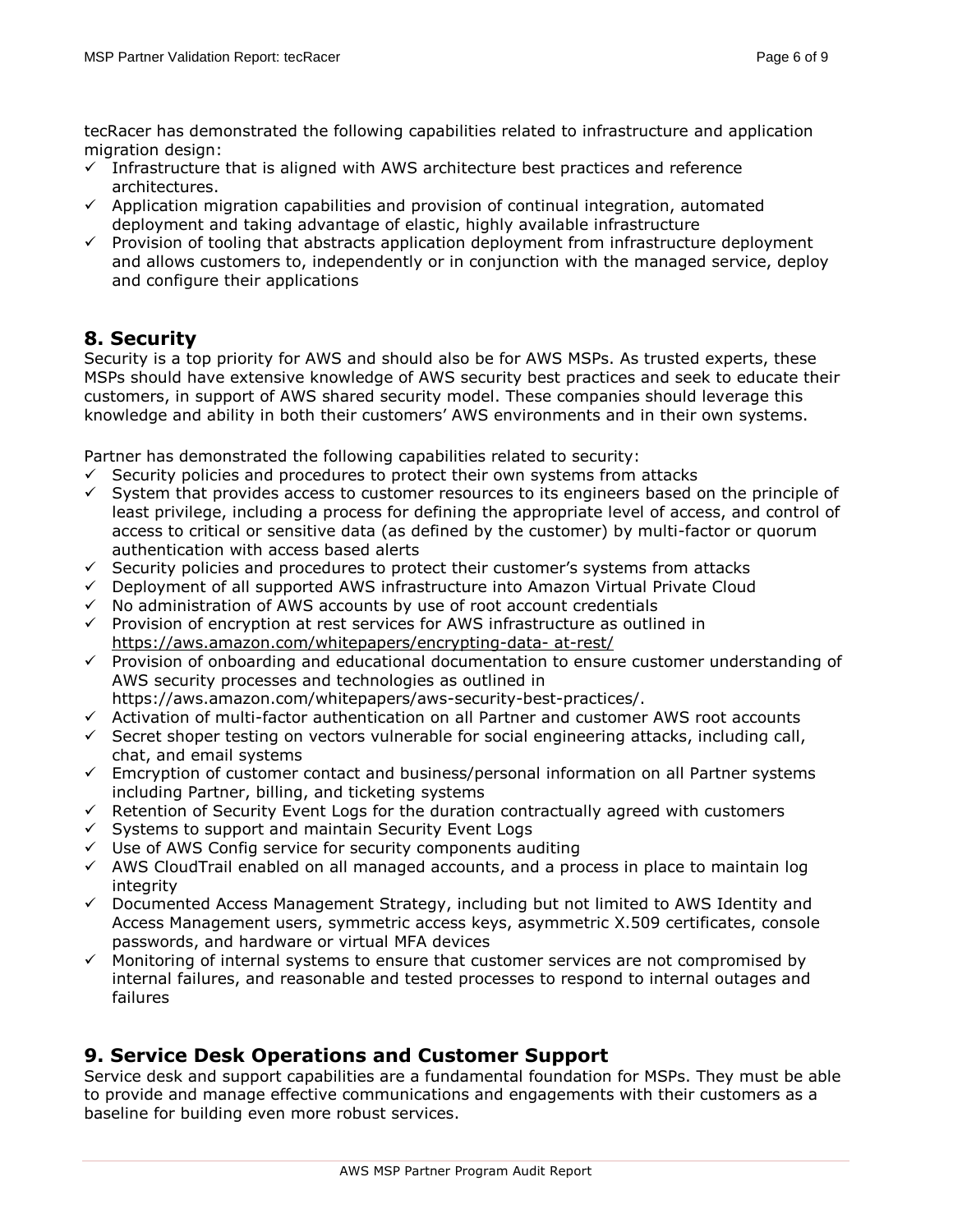tecRacer has demonstrated the following capabilities related to infrastructure and application migration design:

- ✓ Infrastructure that is aligned with AWS architecture best practices and reference architectures.
- ✓ Application migration capabilities and provision of continual integration, automated deployment and taking advantage of elastic, highly available infrastructure
- ✓ Provision of tooling that abstracts application deployment from infrastructure deployment and allows customers to, independently or in conjunction with the managed service, deploy and configure their applications

## 8. Security

Security is a top priority for AWS and should also be for AWS MSPs. As trusted experts, these MSPs should have extensive knowledge of AWS security best practices and seek to educate their customers, in support of AWS shared security model. These companies should leverage this knowledge and ability in both their customers' AWS environments and in their own systems.

Partner has demonstrated the following capabilities related to security:

- ✓ Security policies and procedures to protect their own systems from attacks
- ✓ System that provides access to customer resources to its engineers based on the principle of least privilege, including a process for defining the appropriate level of access, and control of access to critical or sensitive data (as defined by the customer) by multi-factor or quorum authentication with access based alerts
- ✓ Security policies and procedures to protect their customer's systems from attacks
- ✓ Deployment of all supported AWS infrastructure into Amazon Virtual Private Cloud
- ✓ No administration of AWS accounts by use of root account credentials
- ✓ Provision of encryption at rest services for AWS infrastructure as outlined in https://aws.amazon.com/whitepapers/encrypting-data- at-rest/
- ✓ Provision of onboarding and educational documentation to ensure customer understanding of AWS security processes and technologies as outlined in https://aws.amazon.com/whitepapers/aws-security-best-practices/.
- ✓ Activation of multi-factor authentication on all Partner and customer AWS root accounts
- ✓ Secret shoper testing on vectors vulnerable for social engineering attacks, including call, chat, and email systems
- ✓ Emcryption of customer contact and business/personal information on all Partner systems including Partner, billing, and ticketing systems
- ✓ Retention of Security Event Logs for the duration contractually agreed with customers
- ✓ Systems to support and maintain Security Event Logs
- ✓ Use of AWS Config service for security components auditing
- ✓ AWS CloudTrail enabled on all managed accounts, and a process in place to maintain log integrity
- ✓ Documented Access Management Strategy, including but not limited to AWS Identity and Access Management users, symmetric access keys, asymmetric X.509 certificates, console passwords, and hardware or virtual MFA devices
- ✓ Monitoring of internal systems to ensure that customer services are not compromised by internal failures, and reasonable and tested processes to respond to internal outages and failures

## 9. Service Desk Operations and Customer Support

Service desk and support capabilities are a fundamental foundation for MSPs. They must be able to provide and manage effective communications and engagements with their customers as a baseline for building even more robust services.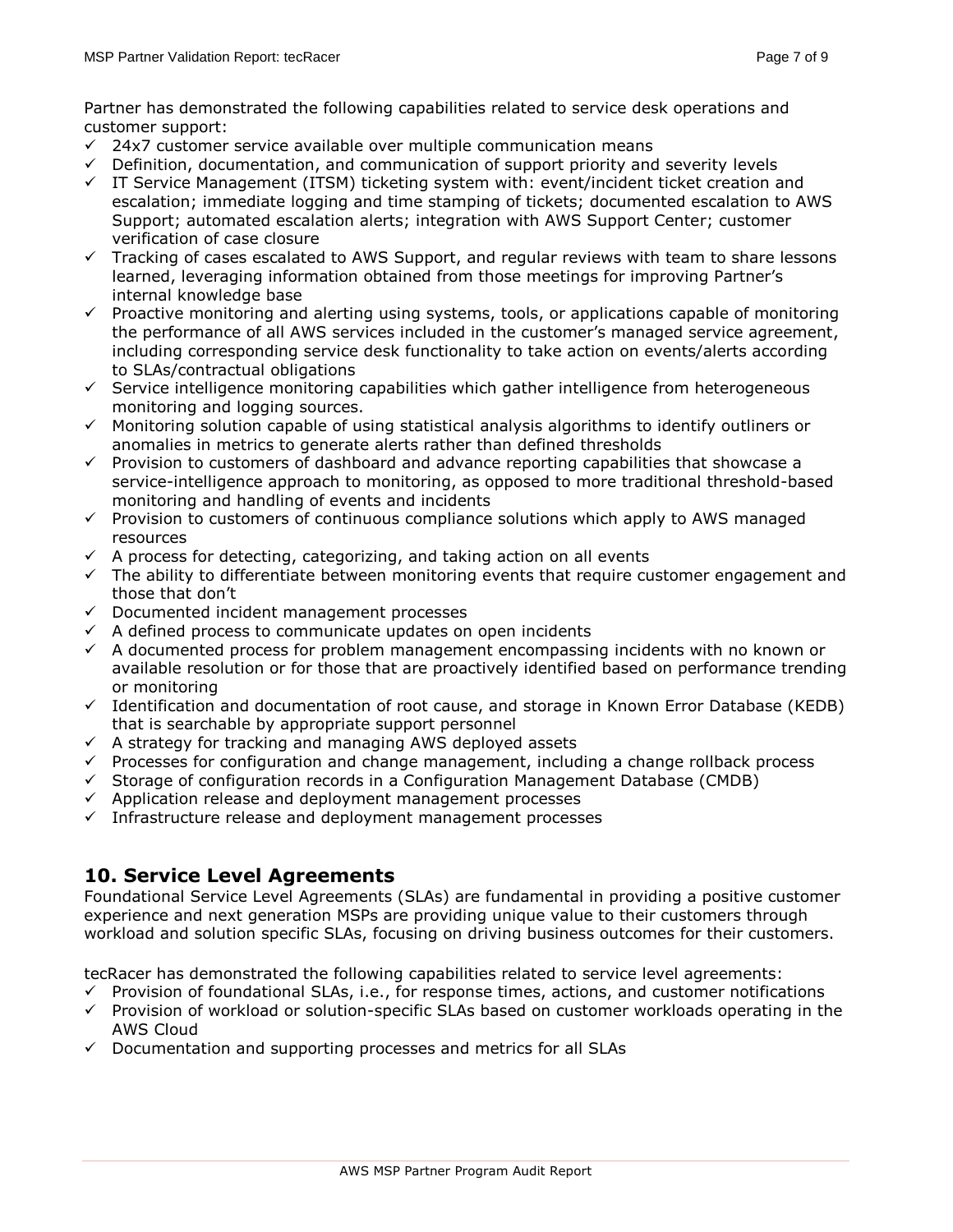Partner has demonstrated the following capabilities related to service desk operations and customer support:

- ✓ 24x7 customer service available over multiple communication means
- ✓ Definition, documentation, and communication of support priority and severity levels
- ✓ IT Service Management (ITSM) ticketing system with: event/incident ticket creation and escalation; immediate logging and time stamping of tickets; documented escalation to AWS Support; automated escalation alerts; integration with AWS Support Center; customer verification of case closure
- ✓ Tracking of cases escalated to AWS Support, and regular reviews with team to share lessons learned, leveraging information obtained from those meetings for improving Partner's internal knowledge base
- ✓ Proactive monitoring and alerting using systems, tools, or applications capable of monitoring the performance of all AWS services included in the customer's managed service agreement, including corresponding service desk functionality to take action on events/alerts according to SLAs/contractual obligations
- ✓ Service intelligence monitoring capabilities which gather intelligence from heterogeneous monitoring and logging sources.
- ✓ Monitoring solution capable of using statistical analysis algorithms to identify outliners or anomalies in metrics to generate alerts rather than defined thresholds
- ✓ Provision to customers of dashboard and advance reporting capabilities that showcase a service-intelligence approach to monitoring, as opposed to more traditional threshold-based monitoring and handling of events and incidents
- ✓ Provision to customers of continuous compliance solutions which apply to AWS managed resources
- ✓ A process for detecting, categorizing, and taking action on all events
- ✓ The ability to differentiate between monitoring events that require customer engagement and those that don't
- ✓ Documented incident management processes
- ✓ A defined process to communicate updates on open incidents
- ✓ A documented process for problem management encompassing incidents with no known or available resolution or for those that are proactively identified based on performance trending or monitoring
- ✓ Identification and documentation of root cause, and storage in Known Error Database (KEDB) that is searchable by appropriate support personnel
- ✓ A strategy for tracking and managing AWS deployed assets
- ✓ Processes for configuration and change management, including a change rollback process
- ✓ Storage of configuration records in a Configuration Management Database (CMDB)
- ✓ Application release and deployment management processes
- ✓ Infrastructure release and deployment management processes

## 10. Service Level Agreements

Foundational Service Level Agreements (SLAs) are fundamental in providing a positive customer experience and next generation MSPs are providing unique value to their customers through workload and solution specific SLAs, focusing on driving business outcomes for their customers.

tecRacer has demonstrated the following capabilities related to service level agreements:

- ✓ Provision of foundational SLAs, i.e., for response times, actions, and customer notifications
- ✓ Provision of workload or solution-specific SLAs based on customer workloads operating in the AWS Cloud
- ✓ Documentation and supporting processes and metrics for all SLAs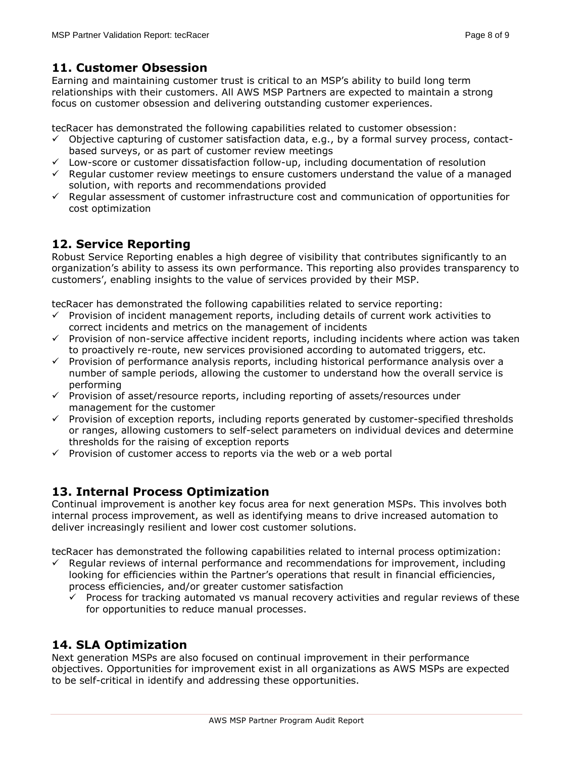## 11. Customer Obsession

Earning and maintaining customer trust is critical to an MSP's ability to build long term relationships with their customers. All AWS MSP Partners are expected to maintain a strong focus on customer obsession and delivering outstanding customer experiences.

tecRacer has demonstrated the following capabilities related to customer obsession:

- ✓ Objective capturing of customer satisfaction data, e.g., by a formal survey process, contact-based surveys, or as part of customer review meetings
- ✓ Low-score or customer dissatisfaction follow-up, including documentation of resolution
- ✓ Regular customer review meetings to ensure customers understand the value of a managed solution, with reports and recommendations provided
- ✓ Regular assessment of customer infrastructure cost and communication of opportunities for cost optimization

## 12. Service Reporting

Robust Service Reporting enables a high degree of visibility that contributes significantly to an organization's ability to assess its own performance. This reporting also provides transparency to customers', enabling insights to the value of services provided by their MSP.

tecRacer has demonstrated the following capabilities related to service reporting:

- ✓ Provision of incident management reports, including details of current work activities to correct incidents and metrics on the management of incidents
- ✓ Provision of non-service affective incident reports, including incidents where action was taken to proactively re-route, new services provisioned according to automated triggers, etc.
- ✓ Provision of performance analysis reports, including historical performance analysis over a number of sample periods, allowing the customer to understand how the overall service is performing
- ✓ Provision of asset/resource reports, including reporting of assets/resources under management for the customer
- ✓ Provision of exception reports, including reports generated by customer-specified thresholds or ranges, allowing customers to self-select parameters on individual devices and determine thresholds for the raising of exception reports
- ✓ Provision of customer access to reports via the web or a web portal

## 13. Internal Process Optimization

Continual improvement is another key focus area for next generation MSPs. This involves both internal process improvement, as well as identifying means to drive increased automation to deliver increasingly resilient and lower cost customer solutions.

tecRacer has demonstrated the following capabilities related to internal process optimization:

- ✓ Regular reviews of internal performance and recommendations for improvement, including looking for efficiencies within the Partner's operations that result in financial efficiencies, process efficiencies, and/or greater customer satisfaction
  - ✓ Process for tracking automated vs manual recovery activities and regular reviews of these for opportunities to reduce manual processes.

## 14. SLA Optimization

Next generation MSPs are also focused on continual improvement in their performance objectives. Opportunities for improvement exist in all organizations as AWS MSPs are expected to be self-critical in identify and addressing these opportunities.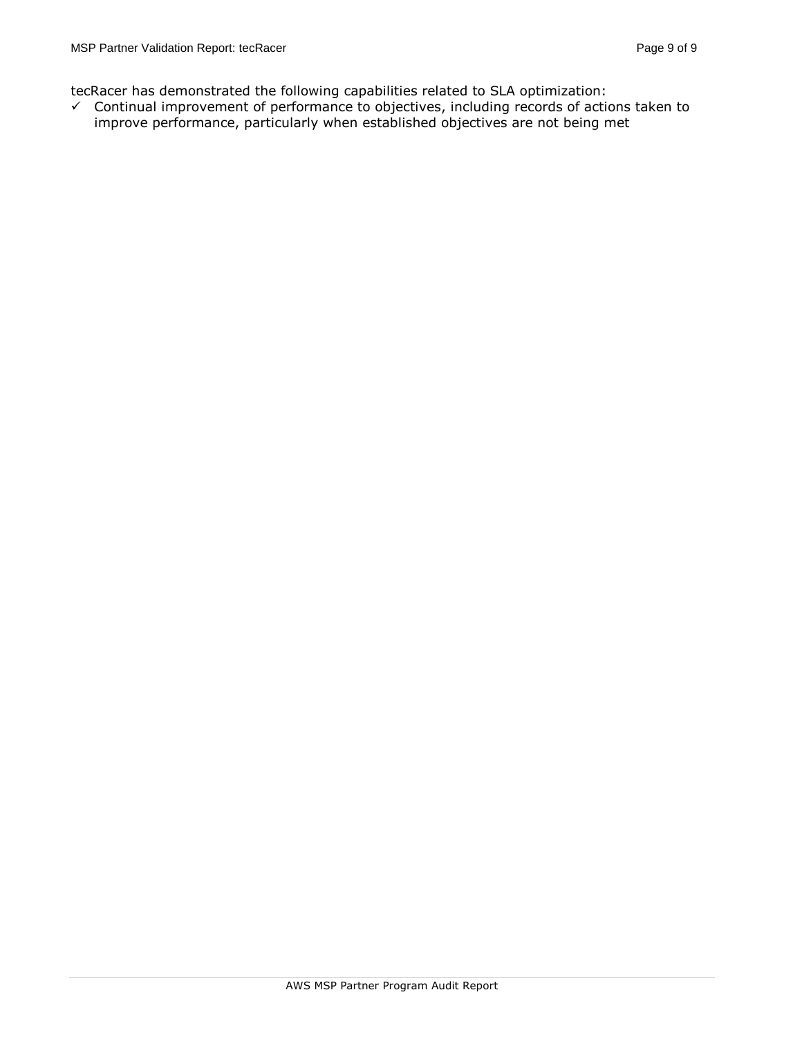tecRacer has demonstrated the following capabilities related to SLA optimization:

- ✓ Continual improvement of performance to objectives, including records of actions taken to improve performance, particularly when established objectives are not being met